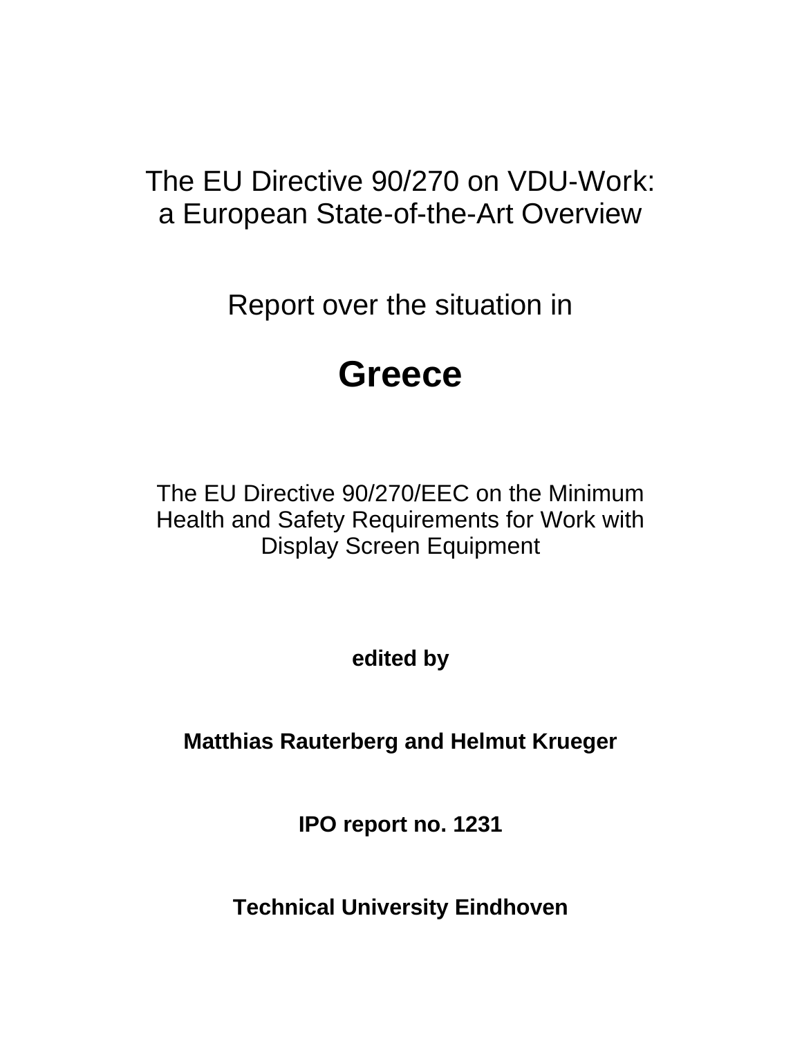# The EU Directive 90/270 on VDU-Work: a European State-of-the-Art Overview

Report over the situation in

# Greece

The EU Directive 90/270/EEC on the Minimum Health and Safety Requirements for Work with Display Screen Equipment

**edited by**

**Matthias Rauterberg and Helmut Krueger**

**IPO report no. 1231**

**Technical University Eindhoven**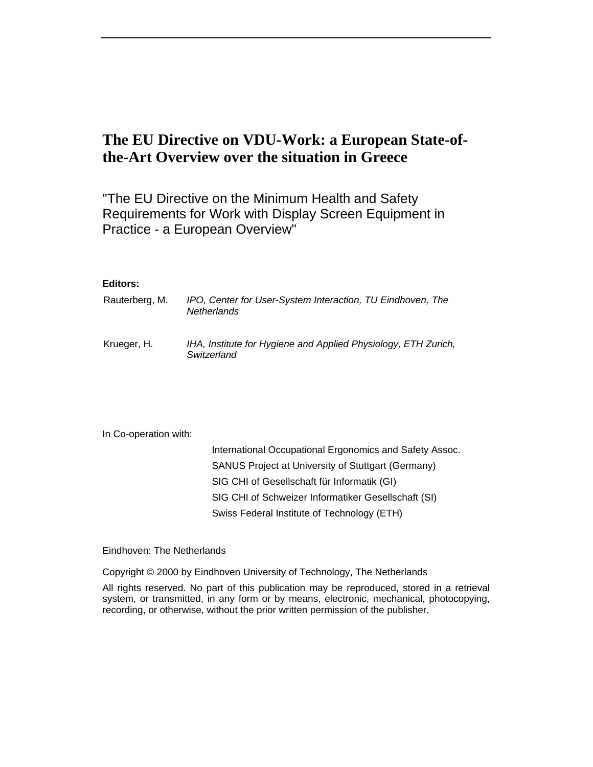# The EU Directive on VDU-Work: a European State-of-the-Art Overview over the situation in Greece

"The EU Directive on the Minimum Health and Safety Requirements for Work with Display Screen Equipment in Practice - a European Overview"

**Editors:**

| | |
|---|---|
| Rauterberg, M. | *IPO, Center for User-System Interaction, TU Eindhoven, The Netherlands* |
| Krueger, H. | *IHA, Institute for Hygiene and Applied Physiology, ETH Zurich, Switzerland* |

In Co-operation with:

International Occupational Ergonomics and Safety Assoc.
SANUS Project at University of Stuttgart (Germany)
SIG CHI of Gesellschaft für Informatik (GI)
SIG CHI of Schweizer Informatiker Gesellschaft (SI)
Swiss Federal Institute of Technology (ETH)

Eindhoven: The Netherlands

Copyright © 2000 by Eindhoven University of Technology, The Netherlands

All rights reserved. No part of this publication may be reproduced, stored in a retrieval system, or transmitted, in any form or by means, electronic, mechanical, photocopying, recording, or otherwise, without the prior written permission of the publisher.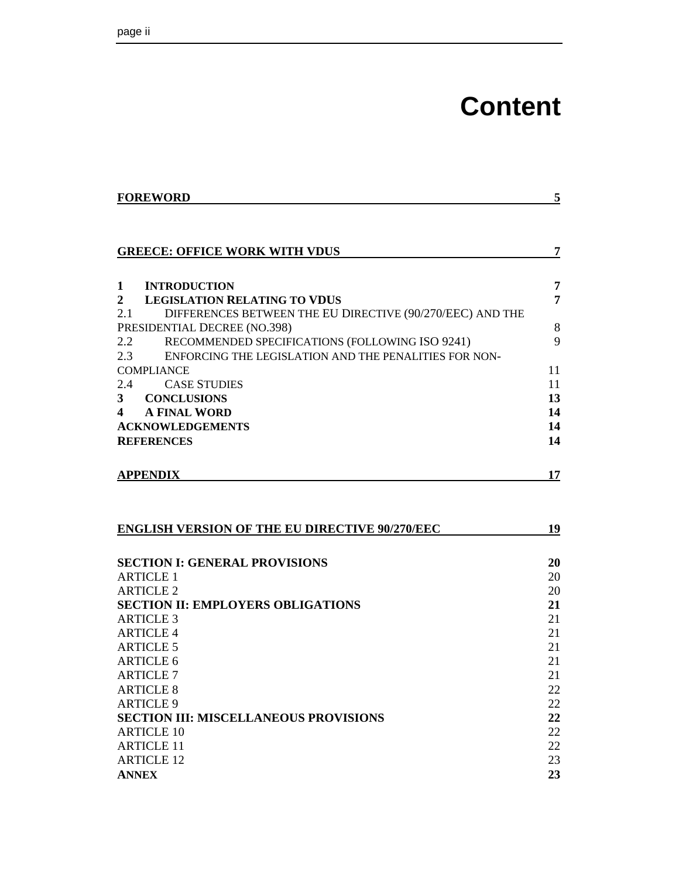# Content

| | |
|---|---|
| **FOREWORD** | **5** |
| | |
| **GREECE: OFFICE WORK WITH VDUS** | **7** |
| | |
| **1 INTRODUCTION** | **7** |
| **2 LEGISLATION RELATING TO VDUS** | **7** |
| 2.1 DIFFERENCES BETWEEN THE EU DIRECTIVE (90/270/EEC) AND THE PRESIDENTIAL DECREE (NO.398) | 8 |
| 2.2 RECOMMENDED SPECIFICATIONS (FOLLOWING ISO 9241) | 9 |
| 2.3 ENFORCING THE LEGISLATION AND THE PENALITIES FOR NON-COMPLIANCE | 11 |
| 2.4 CASE STUDIES | 11 |
| **3 CONCLUSIONS** | **13** |
| **4 A FINAL WORD** | **14** |
| **ACKNOWLEDGEMENTS** | **14** |
| **REFERENCES** | **14** |
| | |
| **APPENDIX** | **17** |
| | |
| **ENGLISH VERSION OF THE EU DIRECTIVE 90/270/EEC** | **19** |
| | |
| **SECTION I: GENERAL PROVISIONS** | **20** |
| ARTICLE 1 | 20 |
| ARTICLE 2 | 20 |
| **SECTION II: EMPLOYERS OBLIGATIONS** | **21** |
| ARTICLE 3 | 21 |
| ARTICLE 4 | 21 |
| ARTICLE 5 | 21 |
| ARTICLE 6 | 21 |
| ARTICLE 7 | 21 |
| ARTICLE 8 | 22 |
| ARTICLE 9 | 22 |
| **SECTION III: MISCELLANEOUS PROVISIONS** | **22** |
| ARTICLE 10 | 22 |
| ARTICLE 11 | 22 |
| ARTICLE 12 | 23 |
| **ANNEX** | **23** |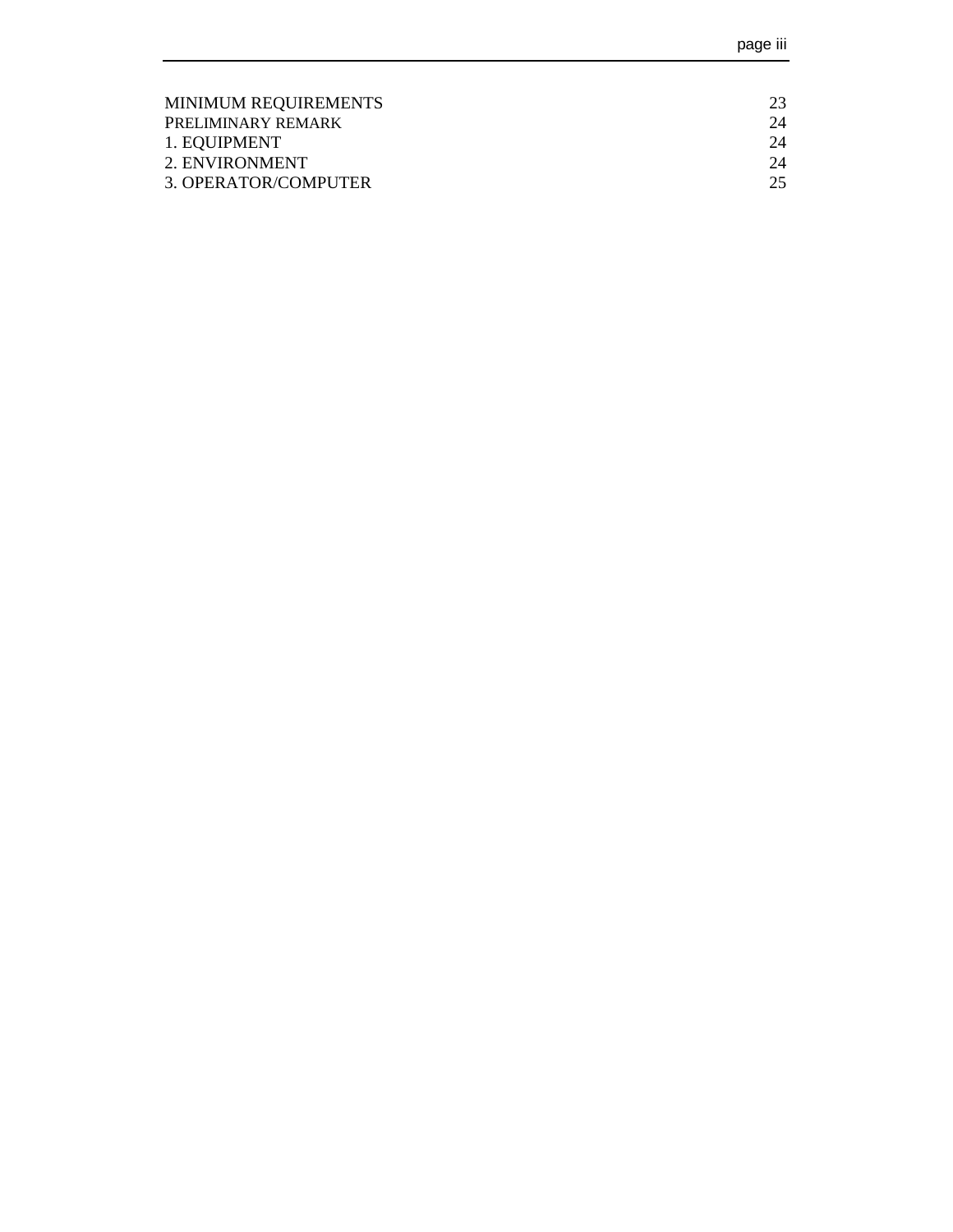| | |
|---|---|
| MINIMUM REQUIREMENTS | 23 |
| PRELIMINARY REMARK | 24 |
| 1. EQUIPMENT | 24 |
| 2. ENVIRONMENT | 24 |
| 3. OPERATOR/COMPUTER | 25 |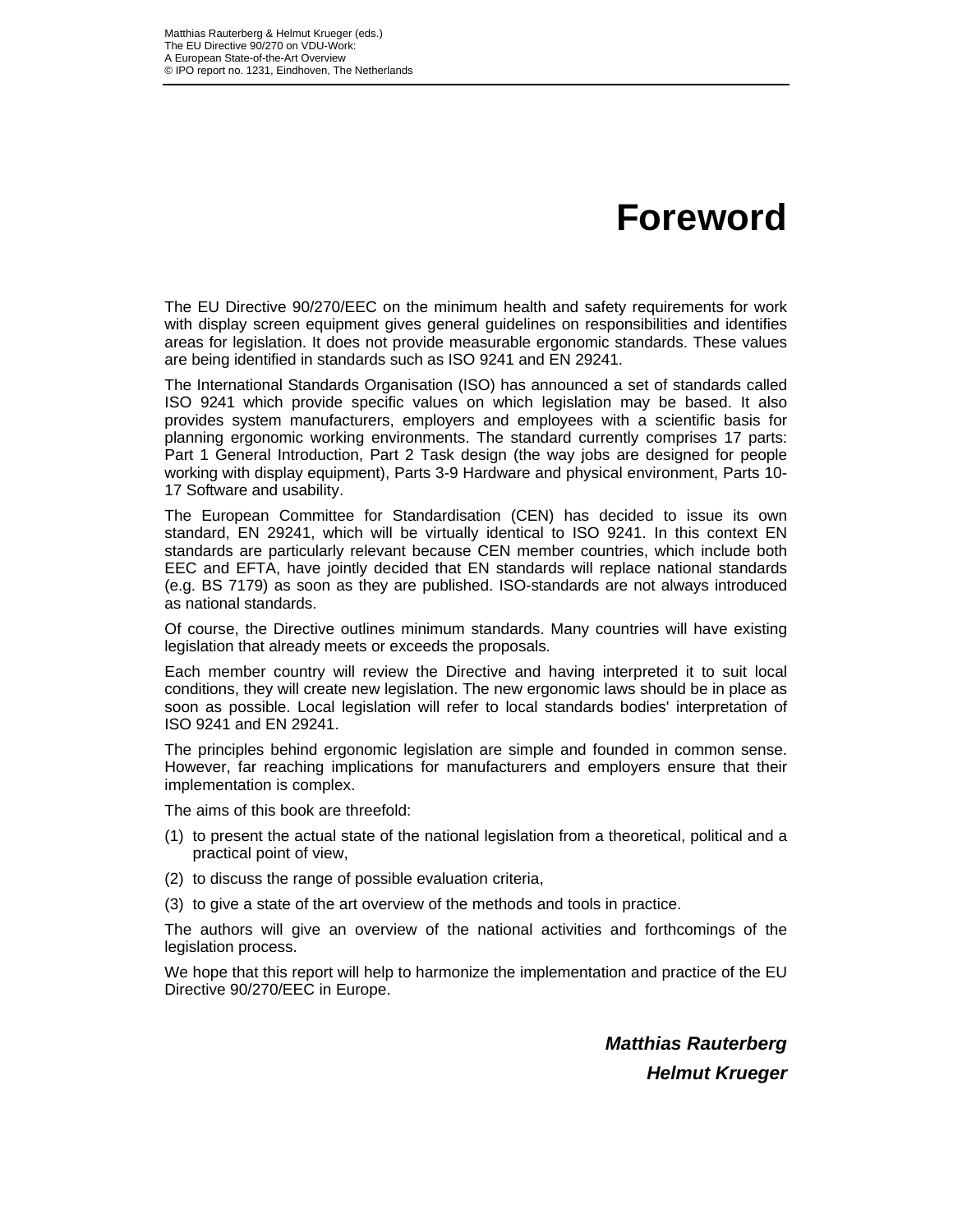# Foreword

The EU Directive 90/270/EEC on the minimum health and safety requirements for work with display screen equipment gives general guidelines on responsibilities and identifies areas for legislation. It does not provide measurable ergonomic standards. These values are being identified in standards such as ISO 9241 and EN 29241.

The International Standards Organisation (ISO) has announced a set of standards called ISO 9241 which provide specific values on which legislation may be based. It also provides system manufacturers, employers and employees with a scientific basis for planning ergonomic working environments. The standard currently comprises 17 parts: Part 1 General Introduction, Part 2 Task design (the way jobs are designed for people working with display equipment), Parts 3-9 Hardware and physical environment, Parts 10-17 Software and usability.

The European Committee for Standardisation (CEN) has decided to issue its own standard, EN 29241, which will be virtually identical to ISO 9241. In this context EN standards are particularly relevant because CEN member countries, which include both EEC and EFTA, have jointly decided that EN standards will replace national standards (e.g. BS 7179) as soon as they are published. ISO-standards are not always introduced as national standards.

Of course, the Directive outlines minimum standards. Many countries will have existing legislation that already meets or exceeds the proposals.

Each member country will review the Directive and having interpreted it to suit local conditions, they will create new legislation. The new ergonomic laws should be in place as soon as possible. Local legislation will refer to local standards bodies' interpretation of ISO 9241 and EN 29241.

The principles behind ergonomic legislation are simple and founded in common sense. However, far reaching implications for manufacturers and employers ensure that their implementation is complex.

The aims of this book are threefold:

(1) to present the actual state of the national legislation from a theoretical, political and a practical point of view,

(2) to discuss the range of possible evaluation criteria,

(3) to give a state of the art overview of the methods and tools in practice.

The authors will give an overview of the national activities and forthcomings of the legislation process.

We hope that this report will help to harmonize the implementation and practice of the EU Directive 90/270/EEC in Europe.

***Matthias Rauterberg***

***Helmut Krueger***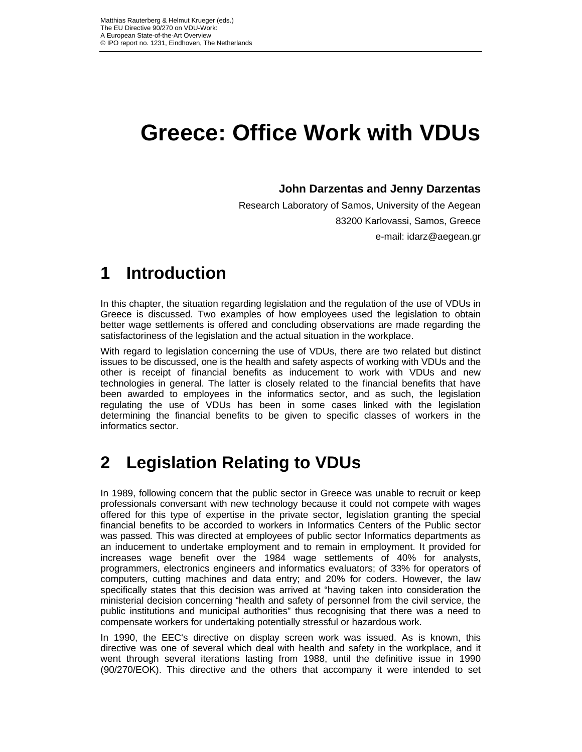# Greece: Office Work with VDUs

**John Darzentas and Jenny Darzentas**

Research Laboratory of Samos, University of the Aegean

83200 Karlovassi, Samos, Greece

e-mail: idarz@aegean.gr

## 1 Introduction

In this chapter, the situation regarding legislation and the regulation of the use of VDUs in Greece is discussed. Two examples of how employees used the legislation to obtain better wage settlements is offered and concluding observations are made regarding the satisfactoriness of the legislation and the actual situation in the workplace.

With regard to legislation concerning the use of VDUs, there are two related but distinct issues to be discussed, one is the health and safety aspects of working with VDUs and the other is receipt of financial benefits as inducement to work with VDUs and new technologies in general. The latter is closely related to the financial benefits that have been awarded to employees in the informatics sector, and as such, the legislation regulating the use of VDUs has been in some cases linked with the legislation determining the financial benefits to be given to specific classes of workers in the informatics sector.

## 2 Legislation Relating to VDUs

In 1989, following concern that the public sector in Greece was unable to recruit or keep professionals conversant with new technology because it could not compete with wages offered for this type of expertise in the private sector, legislation granting the special financial benefits to be accorded to workers in Informatics Centers of the Public sector was passed*.* This was directed at employees of public sector Informatics departments as an inducement to undertake employment and to remain in employment. It provided for increases wage benefit over the 1984 wage settlements of 40% for analysts, programmers, electronics engineers and informatics evaluators; of 33% for operators of computers, cutting machines and data entry; and 20% for coders. However, the law specifically states that this decision was arrived at "having taken into consideration the ministerial decision concerning "health and safety of personnel from the civil service, the public institutions and municipal authorities" thus recognising that there was a need to compensate workers for undertaking potentially stressful or hazardous work.

In 1990, the EEC's directive on display screen work was issued. As is known, this directive was one of several which deal with health and safety in the workplace, and it went through several iterations lasting from 1988, until the definitive issue in 1990 (90/270/EOK). This directive and the others that accompany it were intended to set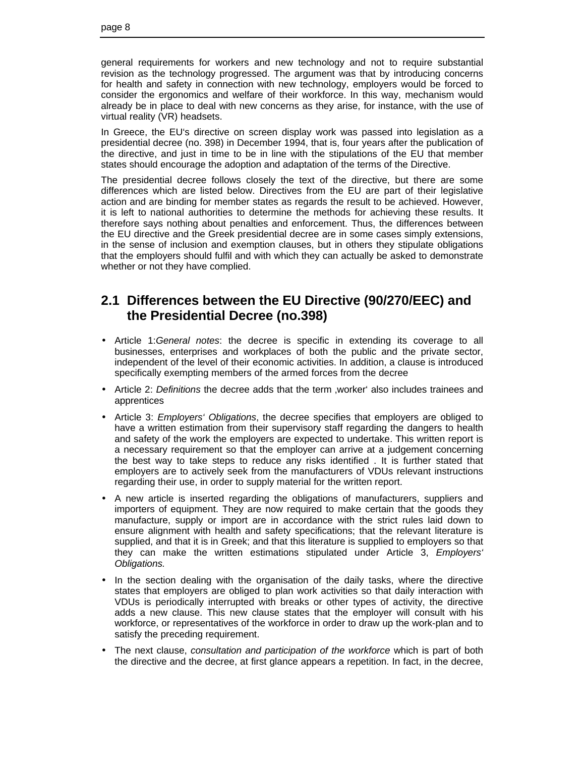general requirements for workers and new technology and not to require substantial revision as the technology progressed. The argument was that by introducing concerns for health and safety in connection with new technology, employers would be forced to consider the ergonomics and welfare of their workforce. In this way, mechanism would already be in place to deal with new concerns as they arise, for instance, with the use of virtual reality (VR) headsets.

In Greece, the EU's directive on screen display work was passed into legislation as a presidential decree (no. 398) in December 1994, that is, four years after the publication of the directive, and just in time to be in line with the stipulations of the EU that member states should encourage the adoption and adaptation of the terms of the Directive.

The presidential decree follows closely the text of the directive, but there are some differences which are listed below. Directives from the EU are part of their legislative action and are binding for member states as regards the result to be achieved. However, it is left to national authorities to determine the methods for achieving these results. It therefore says nothing about penalties and enforcement. Thus, the differences between the EU directive and the Greek presidential decree are in some cases simply extensions, in the sense of inclusion and exemption clauses, but in others they stipulate obligations that the employers should fulfil and with which they can actually be asked to demonstrate whether or not they have complied.

## 2.1 Differences between the EU Directive (90/270/EEC) and the Presidential Decree (no.398)

- Article 1:*General notes*: the decree is specific in extending its coverage to all businesses, enterprises and workplaces of both the public and the private sector, independent of the level of their economic activities. In addition, a clause is introduced specifically exempting members of the armed forces from the decree
- Article 2: *Definitions* the decree adds that the term ‚worker' also includes trainees and apprentices
- Article 3: *Employers' Obligations*, the decree specifies that employers are obliged to have a written estimation from their supervisory staff regarding the dangers to health and safety of the work the employers are expected to undertake. This written report is a necessary requirement so that the employer can arrive at a judgement concerning the best way to take steps to reduce any risks identified . It is further stated that employers are to actively seek from the manufacturers of VDUs relevant instructions regarding their use, in order to supply material for the written report.
- A new article is inserted regarding the obligations of manufacturers, suppliers and importers of equipment. They are now required to make certain that the goods they manufacture, supply or import are in accordance with the strict rules laid down to ensure alignment with health and safety specifications; that the relevant literature is supplied, and that it is in Greek; and that this literature is supplied to employers so that they can make the written estimations stipulated under Article 3, *Employers' Obligations.*
- In the section dealing with the organisation of the daily tasks, where the directive states that employers are obliged to plan work activities so that daily interaction with VDUs is periodically interrupted with breaks or other types of activity, the directive adds a new clause. This new clause states that the employer will consult with his workforce, or representatives of the workforce in order to draw up the work-plan and to satisfy the preceding requirement.
- The next clause, *consultation and participation of the workforce* which is part of both the directive and the decree, at first glance appears a repetition. In fact, in the decree,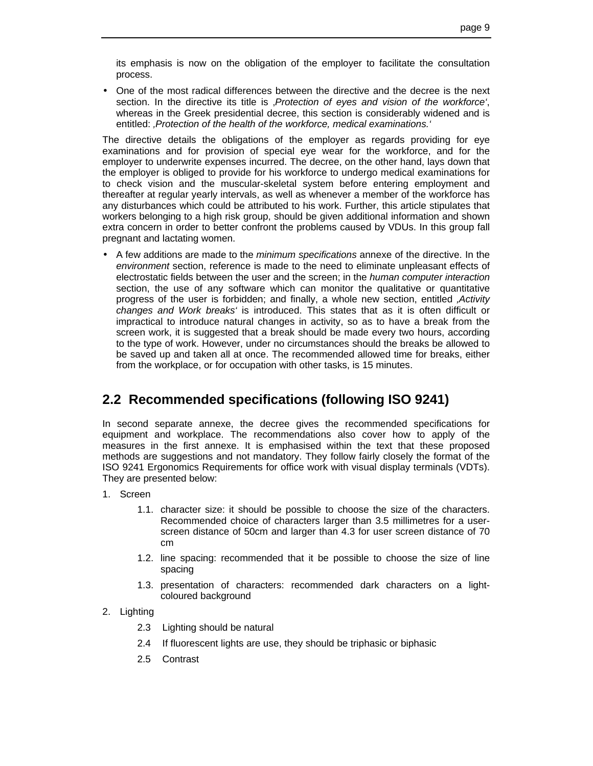its emphasis is now on the obligation of the employer to facilitate the consultation process.

- One of the most radical differences between the directive and the decree is the next section. In the directive its title is ‚*Protection of eyes and vision of the workforce*‘, whereas in the Greek presidential decree, this section is considerably widened and is entitled: ‚*Protection of the health of the workforce, medical examinations.*‘

The directive details the obligations of the employer as regards providing for eye examinations and for provision of special eye wear for the workforce, and for the employer to underwrite expenses incurred. The decree, on the other hand, lays down that the employer is obliged to provide for his workforce to undergo medical examinations for to check vision and the muscular-skeletal system before entering employment and thereafter at regular yearly intervals, as well as whenever a member of the workforce has any disturbances which could be attributed to his work. Further, this article stipulates that workers belonging to a high risk group, should be given additional information and shown extra concern in order to better confront the problems caused by VDUs. In this group fall pregnant and lactating women.

- A few additions are made to the *minimum specifications* annexe of the directive. In the *environment* section, reference is made to the need to eliminate unpleasant effects of electrostatic fields between the user and the screen; in the *human computer interaction* section, the use of any software which can monitor the qualitative or quantitative progress of the user is forbidden; and finally, a whole new section, entitled ‚*Activity changes and Work breaks*‘ is introduced. This states that as it is often difficult or impractical to introduce natural changes in activity, so as to have a break from the screen work, it is suggested that a break should be made every two hours, according to the type of work. However, under no circumstances should the breaks be allowed to be saved up and taken all at once. The recommended allowed time for breaks, either from the workplace, or for occupation with other tasks, is 15 minutes.

## 2.2 Recommended specifications (following ISO 9241)

In second separate annexe, the decree gives the recommended specifications for equipment and workplace. The recommendations also cover how to apply of the measures in the first annexe. It is emphasised within the text that these proposed methods are suggestions and not mandatory. They follow fairly closely the format of the ISO 9241 Ergonomics Requirements for office work with visual display terminals (VDTs). They are presented below:

1. Screen
   - 1.1. character size: it should be possible to choose the size of the characters. Recommended choice of characters larger than 3.5 millimetres for a user-screen distance of 50cm and larger than 4.3 for user screen distance of 70 cm
   - 1.2. line spacing: recommended that it be possible to choose the size of line spacing
   - 1.3. presentation of characters: recommended dark characters on a light-coloured background
2. Lighting
   - 2.3 Lighting should be natural
   - 2.4 If fluorescent lights are use, they should be triphasic or biphasic
   - 2.5 Contrast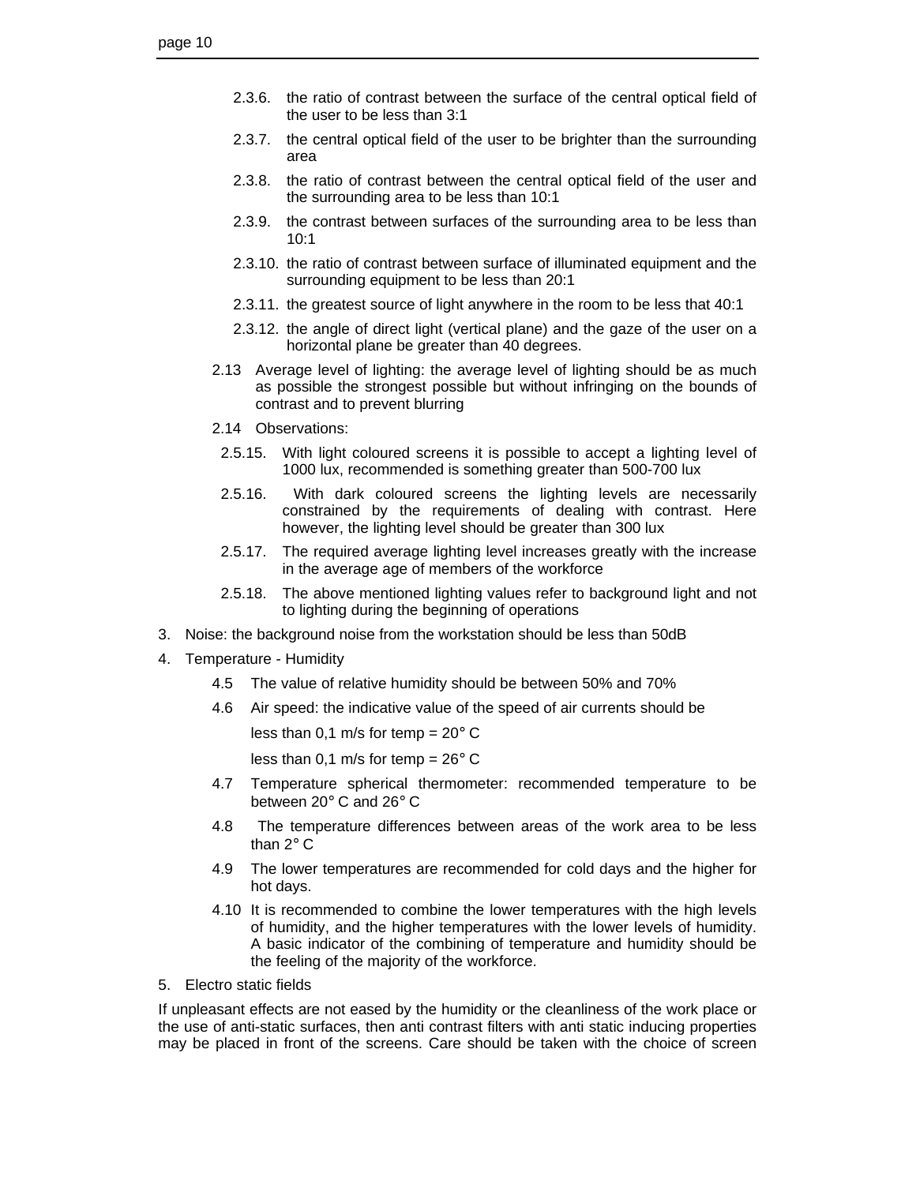2.3.6. the ratio of contrast between the surface of the central optical field of the user to be less than 3:1

2.3.7. the central optical field of the user to be brighter than the surrounding area

2.3.8. the ratio of contrast between the central optical field of the user and the surrounding area to be less than 10:1

2.3.9. the contrast between surfaces of the surrounding area to be less than 10:1

2.3.10. the ratio of contrast between surface of illuminated equipment and the surrounding equipment to be less than 20:1

2.3.11. the greatest source of light anywhere in the room to be less that 40:1

2.3.12. the angle of direct light (vertical plane) and the gaze of the user on a horizontal plane be greater than 40 degrees.

2.13 Average level of lighting: the average level of lighting should be as much as possible the strongest possible but without infringing on the bounds of contrast and to prevent blurring

2.14 Observations:

2.5.15. With light coloured screens it is possible to accept a lighting level of 1000 lux, recommended is something greater than 500-700 lux

2.5.16. With dark coloured screens the lighting levels are necessarily constrained by the requirements of dealing with contrast. Here however, the lighting level should be greater than 300 lux

2.5.17. The required average lighting level increases greatly with the increase in the average age of members of the workforce

2.5.18. The above mentioned lighting values refer to background light and not to lighting during the beginning of operations

3. Noise: the background noise from the workstation should be less than 50dB

4. Temperature - Humidity

4.5 The value of relative humidity should be between 50% and 70%

4.6 Air speed: the indicative value of the speed of air currents should be

less than 0,1 m/s for temp = 20° C

less than 0,1 m/s for temp = 26° C

4.7 Temperature spherical thermometer: recommended temperature to be between 20° C and 26° C

4.8 The temperature differences between areas of the work area to be less than 2° C

4.9 The lower temperatures are recommended for cold days and the higher for hot days.

4.10 It is recommended to combine the lower temperatures with the high levels of humidity, and the higher temperatures with the lower levels of humidity. A basic indicator of the combining of temperature and humidity should be the feeling of the majority of the workforce.

5. Electro static fields

If unpleasant effects are not eased by the humidity or the cleanliness of the work place or the use of anti-static surfaces, then anti contrast filters with anti static inducing properties may be placed in front of the screens. Care should be taken with the choice of screen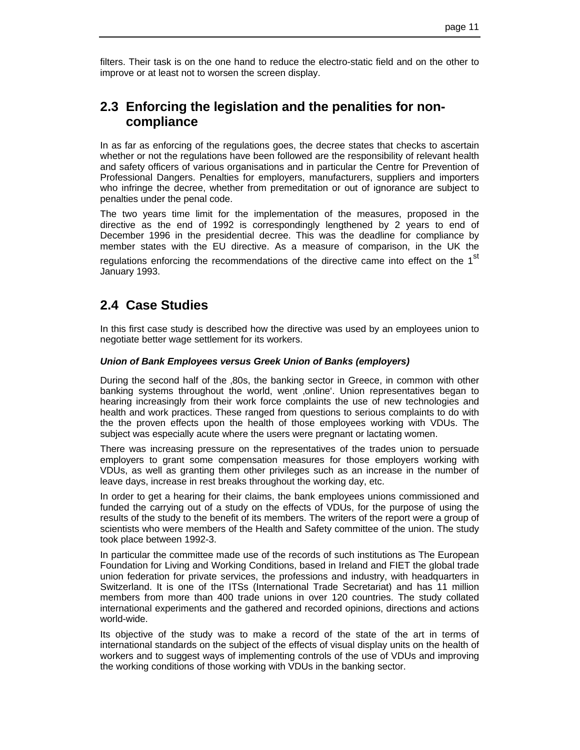filters. Their task is on the one hand to reduce the electro-static field and on the other to improve or at least not to worsen the screen display.

## 2.3 Enforcing the legislation and the penalities for non-compliance

In as far as enforcing of the regulations goes, the decree states that checks to ascertain whether or not the regulations have been followed are the responsibility of relevant health and safety officers of various organisations and in particular the Centre for Prevention of Professional Dangers. Penalties for employers, manufacturers, suppliers and importers who infringe the decree, whether from premeditation or out of ignorance are subject to penalties under the penal code.

The two years time limit for the implementation of the measures, proposed in the directive as the end of 1992 is correspondingly lengthened by 2 years to end of December 1996 in the presidential decree. This was the deadline for compliance by member states with the EU directive. As a measure of comparison, in the UK the regulations enforcing the recommendations of the directive came into effect on the 1st January 1993.

## 2.4 Case Studies

In this first case study is described how the directive was used by an employees union to negotiate better wage settlement for its workers.

***Union of Bank Employees versus Greek Union of Banks (employers)***

During the second half of the ‚80s, the banking sector in Greece, in common with other banking systems throughout the world, went ‚online'. Union representatives began to hearing increasingly from their work force complaints the use of new technologies and health and work practices. These ranged from questions to serious complaints to do with the the proven effects upon the health of those employees working with VDUs. The subject was especially acute where the users were pregnant or lactating women.

There was increasing pressure on the representatives of the trades union to persuade employers to grant some compensation measures for those employers working with VDUs, as well as granting them other privileges such as an increase in the number of leave days, increase in rest breaks throughout the working day, etc.

In order to get a hearing for their claims, the bank employees unions commissioned and funded the carrying out of a study on the effects of VDUs, for the purpose of using the results of the study to the benefit of its members. The writers of the report were a group of scientists who were members of the Health and Safety committee of the union. The study took place between 1992-3.

In particular the committee made use of the records of such institutions as The European Foundation for Living and Working Conditions, based in Ireland and FIET the global trade union federation for private services, the professions and industry, with headquarters in Switzerland. It is one of the ITSs (International Trade Secretariat) and has 11 million members from more than 400 trade unions in over 120 countries. The study collated international experiments and the gathered and recorded opinions, directions and actions world-wide.

Its objective of the study was to make a record of the state of the art in terms of international standards on the subject of the effects of visual display units on the health of workers and to suggest ways of implementing controls of the use of VDUs and improving the working conditions of those working with VDUs in the banking sector.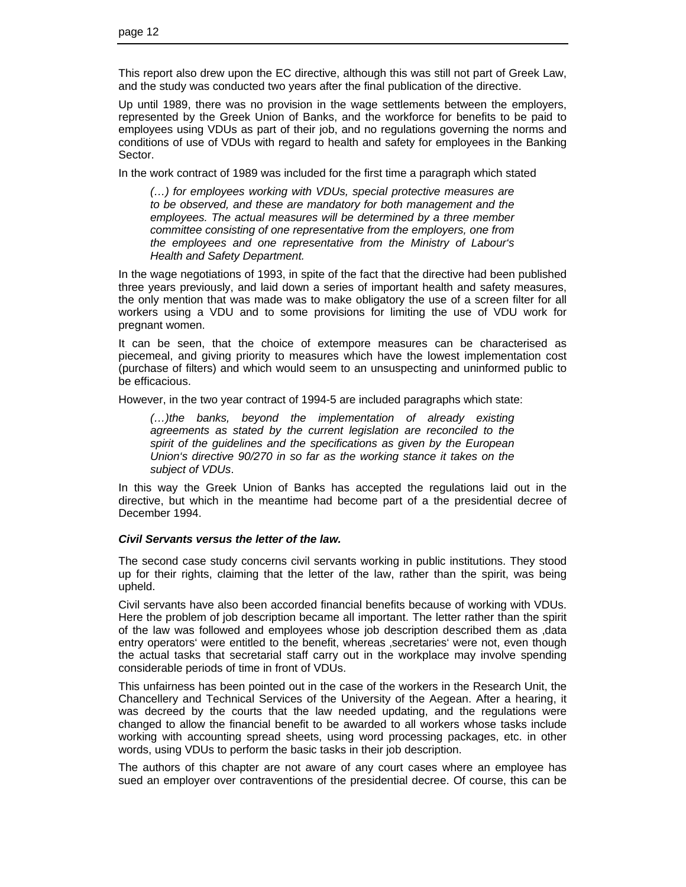This report also drew upon the EC directive, although this was still not part of Greek Law, and the study was conducted two years after the final publication of the directive.

Up until 1989, there was no provision in the wage settlements between the employers, represented by the Greek Union of Banks, and the workforce for benefits to be paid to employees using VDUs as part of their job, and no regulations governing the norms and conditions of use of VDUs with regard to health and safety for employees in the Banking Sector.

In the work contract of 1989 was included for the first time a paragraph which stated

> *(…) for employees working with VDUs, special protective measures are to be observed, and these are mandatory for both management and the employees. The actual measures will be determined by a three member committee consisting of one representative from the employers, one from the employees and one representative from the Ministry of Labour's Health and Safety Department.*

In the wage negotiations of 1993, in spite of the fact that the directive had been published three years previously, and laid down a series of important health and safety measures, the only mention that was made was to make obligatory the use of a screen filter for all workers using a VDU and to some provisions for limiting the use of VDU work for pregnant women.

It can be seen, that the choice of extempore measures can be characterised as piecemeal, and giving priority to measures which have the lowest implementation cost (purchase of filters) and which would seem to an unsuspecting and uninformed public to be efficacious.

However, in the two year contract of 1994-5 are included paragraphs which state:

> *(…)the banks, beyond the implementation of already existing agreements as stated by the current legislation are reconciled to the spirit of the guidelines and the specifications as given by the European Union's directive 90/270 in so far as the working stance it takes on the subject of VDUs*.

In this way the Greek Union of Banks has accepted the regulations laid out in the directive, but which in the meantime had become part of a the presidential decree of December 1994.

***Civil Servants versus the letter of the law.***

The second case study concerns civil servants working in public institutions. They stood up for their rights, claiming that the letter of the law, rather than the spirit, was being upheld.

Civil servants have also been accorded financial benefits because of working with VDUs. Here the problem of job description became all important. The letter rather than the spirit of the law was followed and employees whose job description described them as ‚data entry operators' were entitled to the benefit, whereas ‚secretaries' were not, even though the actual tasks that secretarial staff carry out in the workplace may involve spending considerable periods of time in front of VDUs.

This unfairness has been pointed out in the case of the workers in the Research Unit, the Chancellery and Technical Services of the University of the Aegean. After a hearing, it was decreed by the courts that the law needed updating, and the regulations were changed to allow the financial benefit to be awarded to all workers whose tasks include working with accounting spread sheets, using word processing packages, etc. in other words, using VDUs to perform the basic tasks in their job description.

The authors of this chapter are not aware of any court cases where an employee has sued an employer over contraventions of the presidential decree. Of course, this can be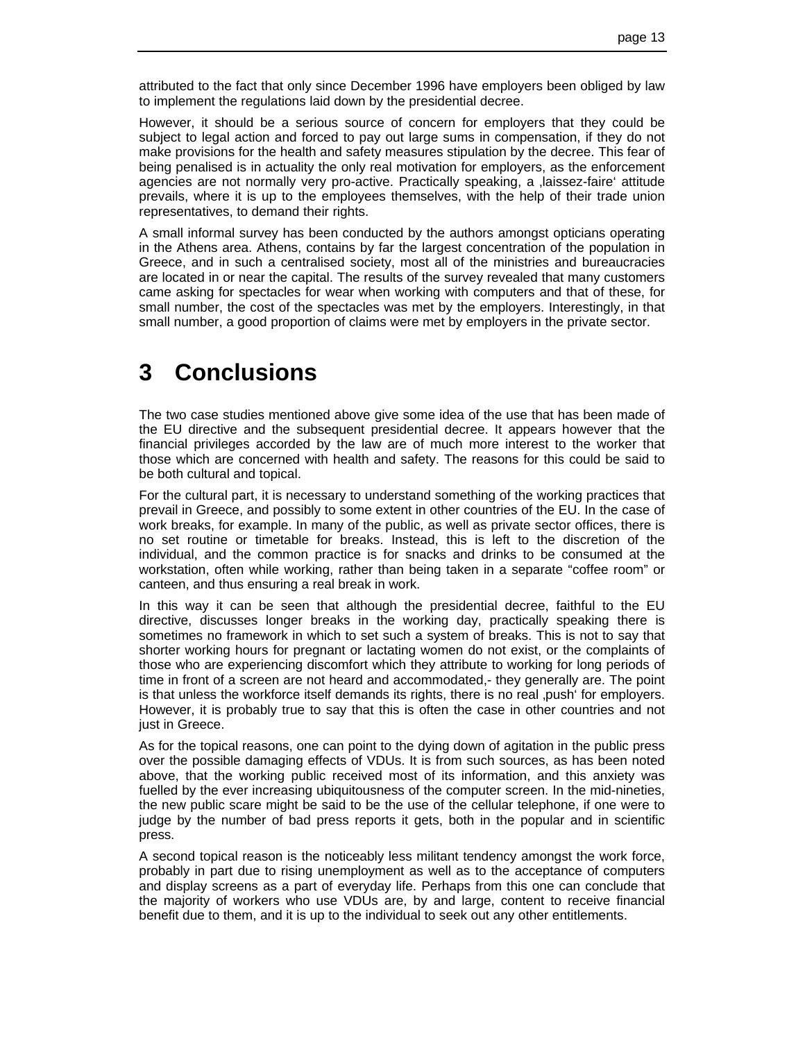attributed to the fact that only since December 1996 have employers been obliged by law to implement the regulations laid down by the presidential decree.

However, it should be a serious source of concern for employers that they could be subject to legal action and forced to pay out large sums in compensation, if they do not make provisions for the health and safety measures stipulation by the decree. This fear of being penalised is in actuality the only real motivation for employers, as the enforcement agencies are not normally very pro-active. Practically speaking, a ‚laissez-faire' attitude prevails, where it is up to the employees themselves, with the help of their trade union representatives, to demand their rights.

A small informal survey has been conducted by the authors amongst opticians operating in the Athens area. Athens, contains by far the largest concentration of the population in Greece, and in such a centralised society, most all of the ministries and bureaucracies are located in or near the capital. The results of the survey revealed that many customers came asking for spectacles for wear when working with computers and that of these, for small number, the cost of the spectacles was met by the employers. Interestingly, in that small number, a good proportion of claims were met by employers in the private sector.

# 3 Conclusions

The two case studies mentioned above give some idea of the use that has been made of the EU directive and the subsequent presidential decree. It appears however that the financial privileges accorded by the law are of much more interest to the worker that those which are concerned with health and safety. The reasons for this could be said to be both cultural and topical.

For the cultural part, it is necessary to understand something of the working practices that prevail in Greece, and possibly to some extent in other countries of the EU. In the case of work breaks, for example. In many of the public, as well as private sector offices, there is no set routine or timetable for breaks. Instead, this is left to the discretion of the individual, and the common practice is for snacks and drinks to be consumed at the workstation, often while working, rather than being taken in a separate “coffee room” or canteen, and thus ensuring a real break in work.

In this way it can be seen that although the presidential decree, faithful to the EU directive, discusses longer breaks in the working day, practically speaking there is sometimes no framework in which to set such a system of breaks. This is not to say that shorter working hours for pregnant or lactating women do not exist, or the complaints of those who are experiencing discomfort which they attribute to working for long periods of time in front of a screen are not heard and accommodated,- they generally are. The point is that unless the workforce itself demands its rights, there is no real ‚push' for employers. However, it is probably true to say that this is often the case in other countries and not just in Greece.

As for the topical reasons, one can point to the dying down of agitation in the public press over the possible damaging effects of VDUs. It is from such sources, as has been noted above, that the working public received most of its information, and this anxiety was fuelled by the ever increasing ubiquitousness of the computer screen. In the mid-nineties, the new public scare might be said to be the use of the cellular telephone, if one were to judge by the number of bad press reports it gets, both in the popular and in scientific press.

A second topical reason is the noticeably less militant tendency amongst the work force, probably in part due to rising unemployment as well as to the acceptance of computers and display screens as a part of everyday life. Perhaps from this one can conclude that the majority of workers who use VDUs are, by and large, content to receive financial benefit due to them, and it is up to the individual to seek out any other entitlements.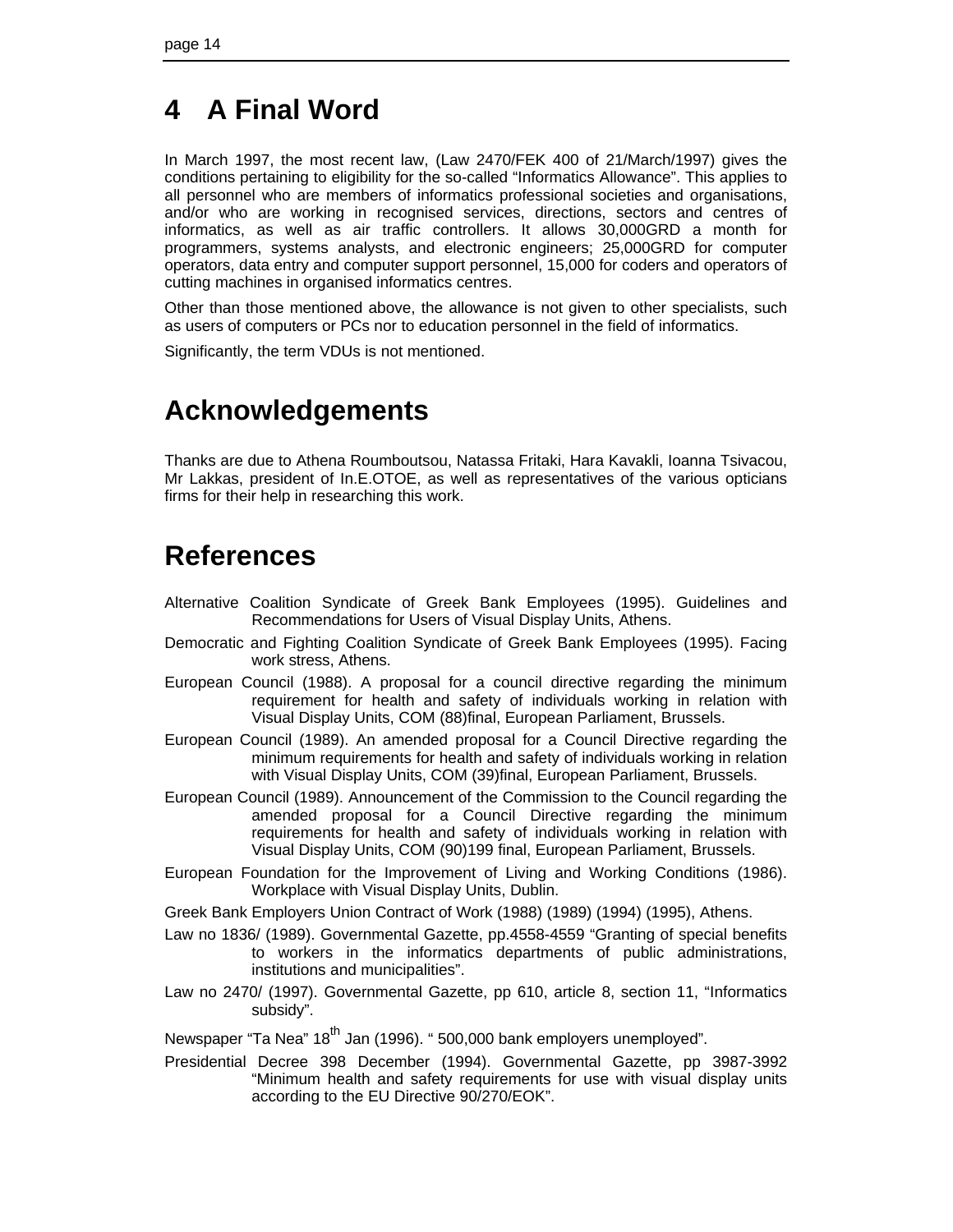# 4 A Final Word

In March 1997, the most recent law, (Law 2470/FEK 400 of 21/March/1997) gives the conditions pertaining to eligibility for the so-called "Informatics Allowance". This applies to all personnel who are members of informatics professional societies and organisations, and/or who are working in recognised services, directions, sectors and centres of informatics, as well as air traffic controllers. It allows 30,000GRD a month for programmers, systems analysts, and electronic engineers; 25,000GRD for computer operators, data entry and computer support personnel, 15,000 for coders and operators of cutting machines in organised informatics centres.

Other than those mentioned above, the allowance is not given to other specialists, such as users of computers or PCs nor to education personnel in the field of informatics.

Significantly, the term VDUs is not mentioned.

# Acknowledgements

Thanks are due to Athena Roumboutsou, Natassa Fritaki, Hara Kavakli, Ioanna Tsivacou, Mr Lakkas, president of In.E.OTOE, as well as representatives of the various opticians firms for their help in researching this work.

# References

Alternative Coalition Syndicate of Greek Bank Employees (1995). Guidelines and Recommendations for Users of Visual Display Units, Athens.

Democratic and Fighting Coalition Syndicate of Greek Bank Employees (1995). Facing work stress, Athens.

European Council (1988). A proposal for a council directive regarding the minimum requirement for health and safety of individuals working in relation with Visual Display Units, COM (88)final, European Parliament, Brussels.

European Council (1989). An amended proposal for a Council Directive regarding the minimum requirements for health and safety of individuals working in relation with Visual Display Units, COM (39)final, European Parliament, Brussels.

European Council (1989). Announcement of the Commission to the Council regarding the amended proposal for a Council Directive regarding the minimum requirements for health and safety of individuals working in relation with Visual Display Units, COM (90)199 final, European Parliament, Brussels.

European Foundation for the Improvement of Living and Working Conditions (1986). Workplace with Visual Display Units, Dublin.

Greek Bank Employers Union Contract of Work (1988) (1989) (1994) (1995), Athens.

Law no 1836/ (1989). Governmental Gazette, pp.4558-4559 "Granting of special benefits to workers in the informatics departments of public administrations, institutions and municipalities".

Law no 2470/ (1997). Governmental Gazette, pp 610, article 8, section 11, "Informatics subsidy".

Newspaper "Ta Nea" 18th Jan (1996). " 500,000 bank employers unemployed".

Presidential Decree 398 December (1994). Governmental Gazette, pp 3987-3992 "Minimum health and safety requirements for use with visual display units according to the EU Directive 90/270/EOK".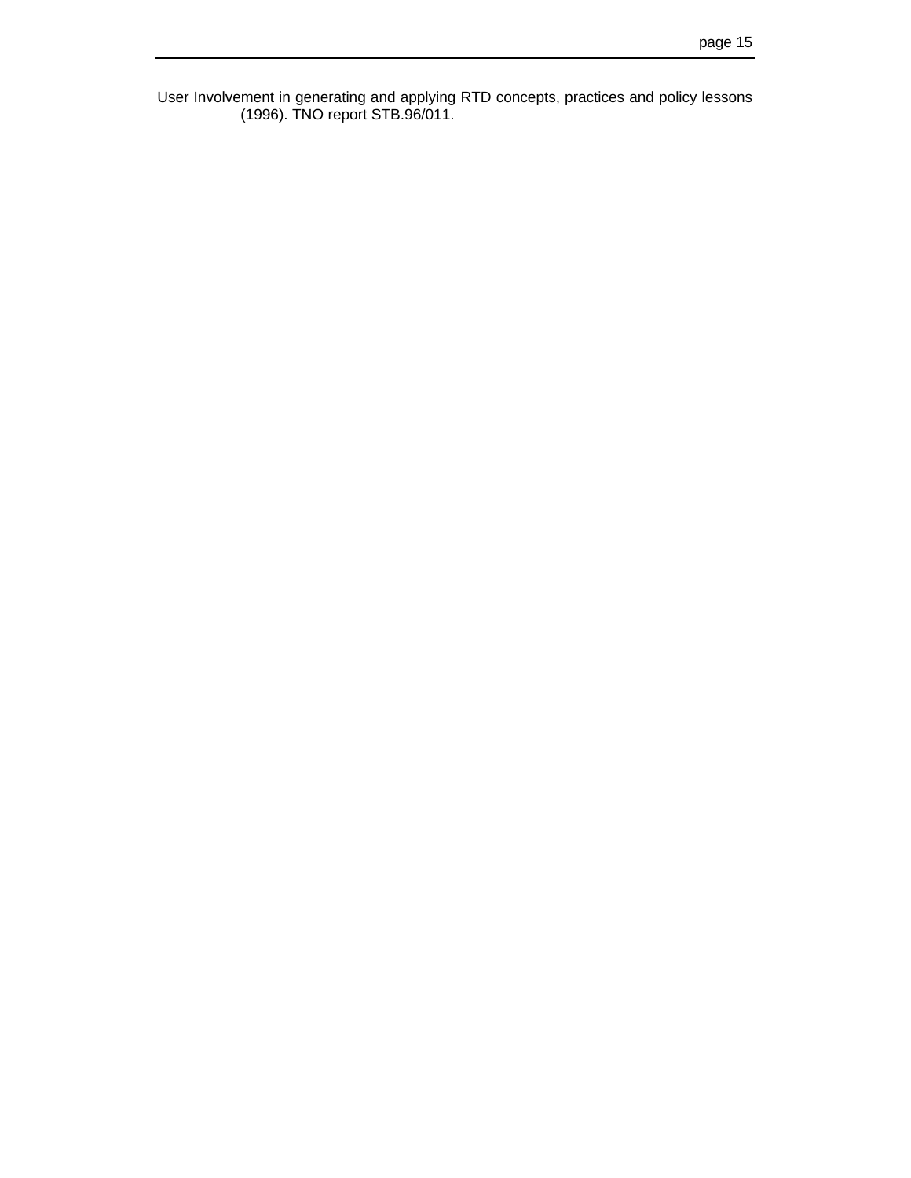User Involvement in generating and applying RTD concepts, practices and policy lessons (1996). TNO report STB.96/011.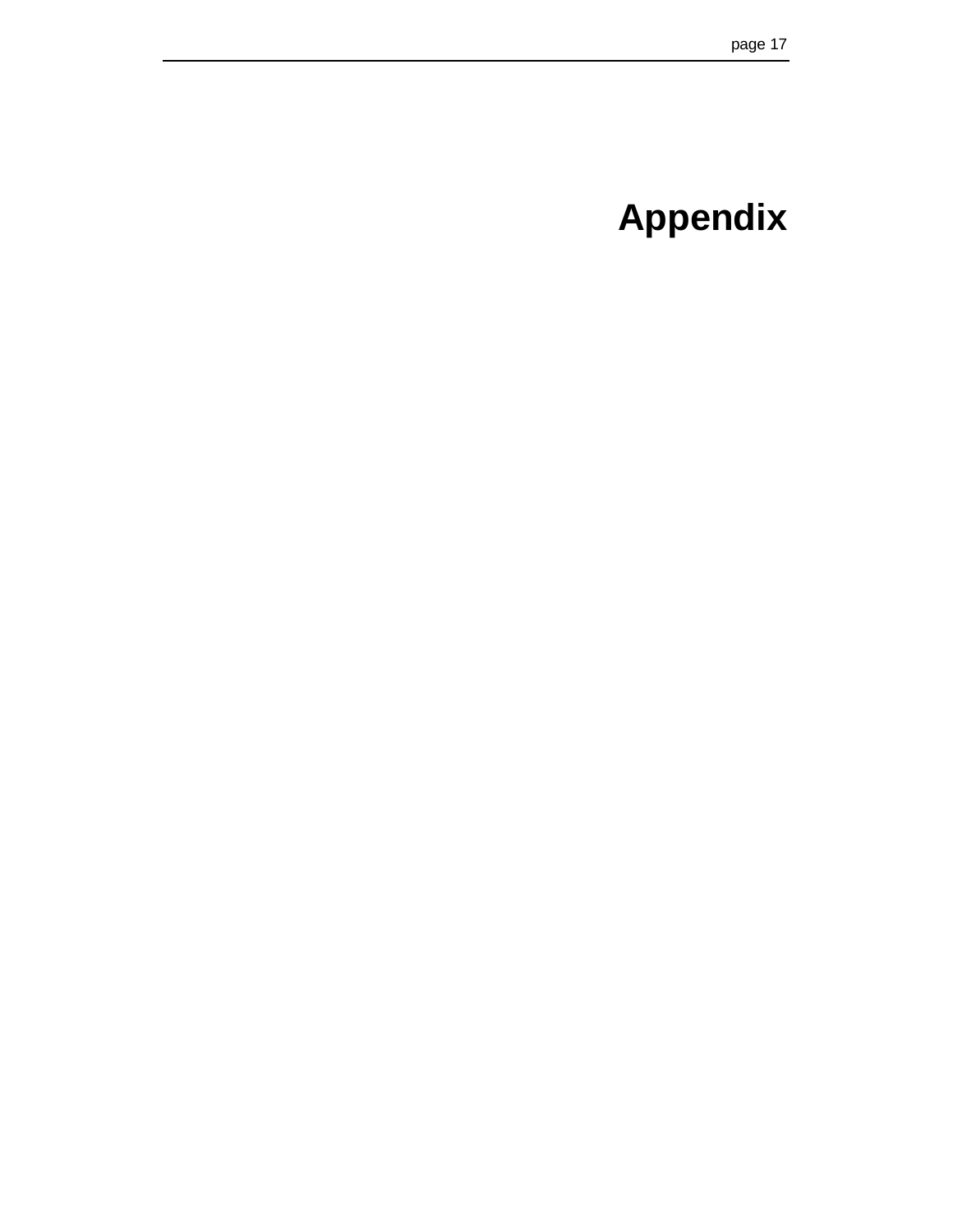# Appendix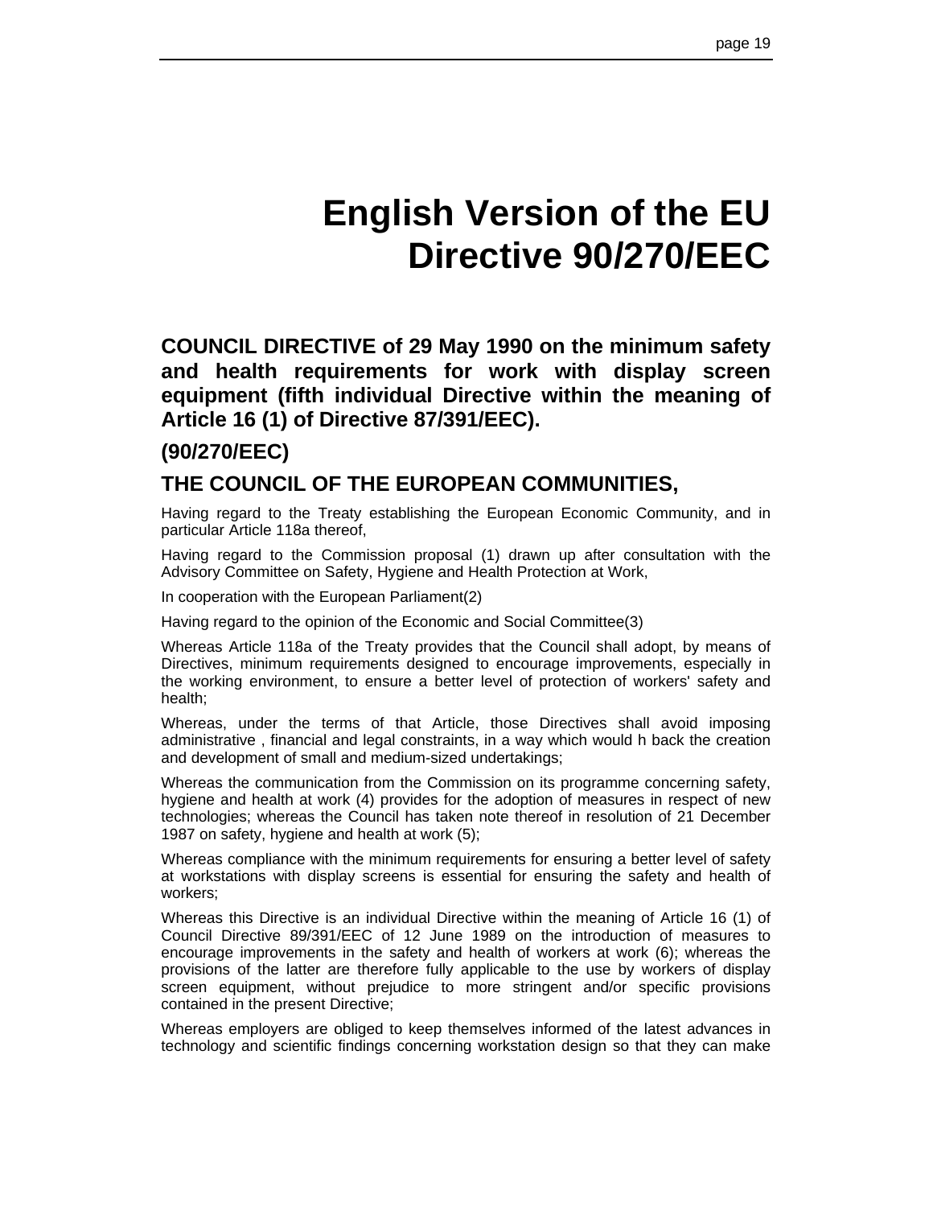# English Version of the EU Directive 90/270/EEC

**COUNCIL DIRECTIVE of 29 May 1990 on the minimum safety and health requirements for work with display screen equipment (fifth individual Directive within the meaning of Article 16 (1) of Directive 87/391/EEC).**

## (90/270/EEC)

## THE COUNCIL OF THE EUROPEAN COMMUNITIES,

Having regard to the Treaty establishing the European Economic Community, and in particular Article 118a thereof,

Having regard to the Commission proposal (1) drawn up after consultation with the Advisory Committee on Safety, Hygiene and Health Protection at Work,

In cooperation with the European Parliament(2)

Having regard to the opinion of the Economic and Social Committee(3)

Whereas Article 118a of the Treaty provides that the Council shall adopt, by means of Directives, minimum requirements designed to encourage improvements, especially in the working environment, to ensure a better level of protection of workers' safety and health;

Whereas, under the terms of that Article, those Directives shall avoid imposing administrative , financial and legal constraints, in a way which would h back the creation and development of small and medium-sized undertakings;

Whereas the communication from the Commission on its programme concerning safety, hygiene and health at work (4) provides for the adoption of measures in respect of new technologies; whereas the Council has taken note thereof in resolution of 21 December 1987 on safety, hygiene and health at work (5);

Whereas compliance with the minimum requirements for ensuring a better level of safety at workstations with display screens is essential for ensuring the safety and health of workers;

Whereas this Directive is an individual Directive within the meaning of Article 16 (1) of Council Directive 89/391/EEC of 12 June 1989 on the introduction of measures to encourage improvements in the safety and health of workers at work (6); whereas the provisions of the latter are therefore fully applicable to the use by workers of display screen equipment, without prejudice to more stringent and/or specific provisions contained in the present Directive;

Whereas employers are obliged to keep themselves informed of the latest advances in technology and scientific findings concerning workstation design so that they can make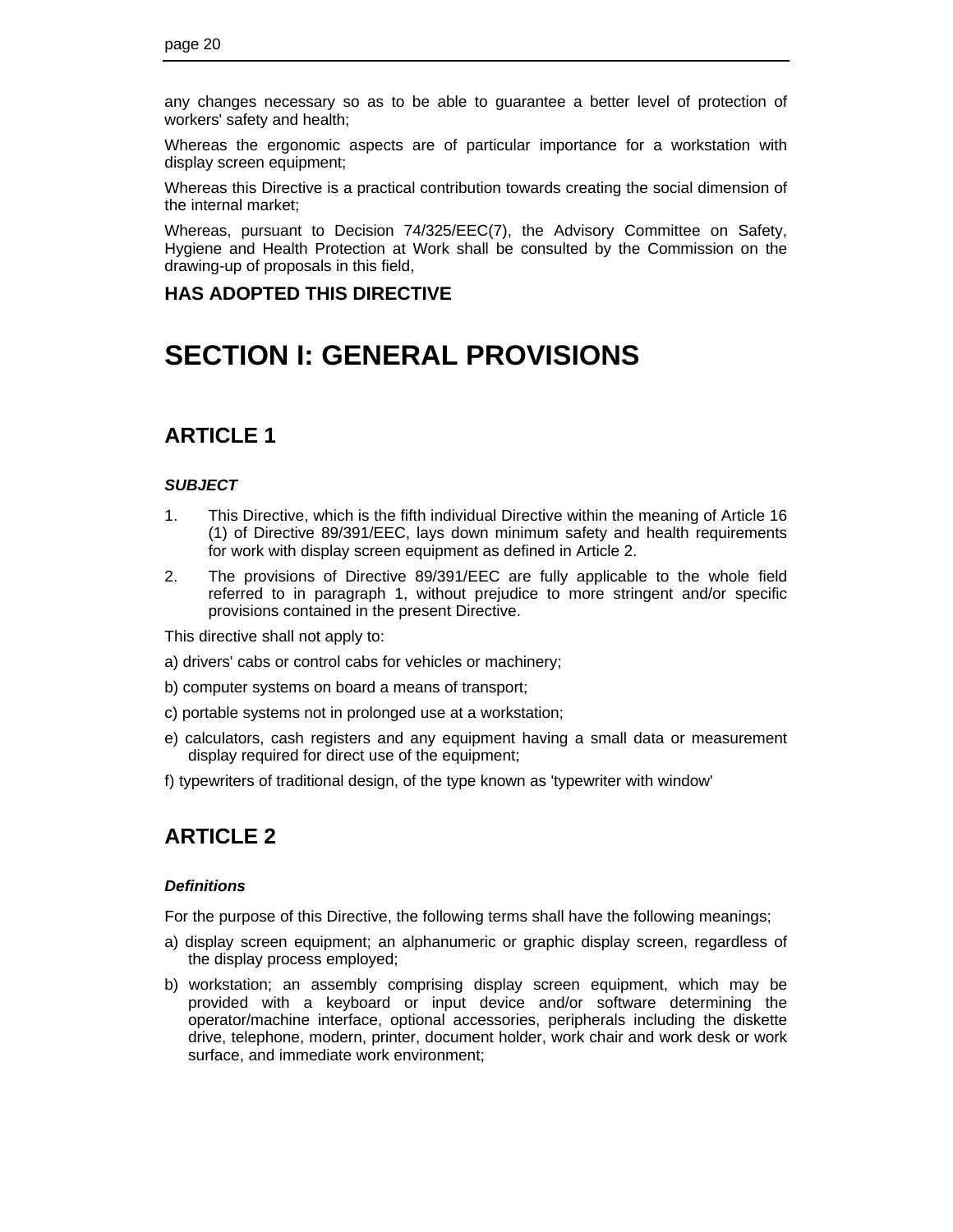any changes necessary so as to be able to guarantee a better level of protection of workers' safety and health;

Whereas the ergonomic aspects are of particular importance for a workstation with display screen equipment;

Whereas this Directive is a practical contribution towards creating the social dimension of the internal market;

Whereas, pursuant to Decision 74/325/EEC(7), the Advisory Committee on Safety, Hygiene and Health Protection at Work shall be consulted by the Commission on the drawing-up of proposals in this field,

**HAS ADOPTED THIS DIRECTIVE**

# SECTION I: GENERAL PROVISIONS

## ARTICLE 1

***SUBJECT***

1. This Directive, which is the fifth individual Directive within the meaning of Article 16 (1) of Directive 89/391/EEC, lays down minimum safety and health requirements for work with display screen equipment as defined in Article 2.
2. The provisions of Directive 89/391/EEC are fully applicable to the whole field referred to in paragraph 1, without prejudice to more stringent and/or specific provisions contained in the present Directive.

This directive shall not apply to:

a) drivers' cabs or control cabs for vehicles or machinery;

b) computer systems on board a means of transport;

c) portable systems not in prolonged use at a workstation;

e) calculators, cash registers and any equipment having a small data or measurement display required for direct use of the equipment;

f) typewriters of traditional design, of the type known as 'typewriter with window'

## ARTICLE 2

***Definitions***

For the purpose of this Directive, the following terms shall have the following meanings;

a) display screen equipment; an alphanumeric or graphic display screen, regardless of the display process employed;

b) workstation; an assembly comprising display screen equipment, which may be provided with a keyboard or input device and/or software determining the operator/machine interface, optional accessories, peripherals including the diskette drive, telephone, modern, printer, document holder, work chair and work desk or work surface, and immediate work environment;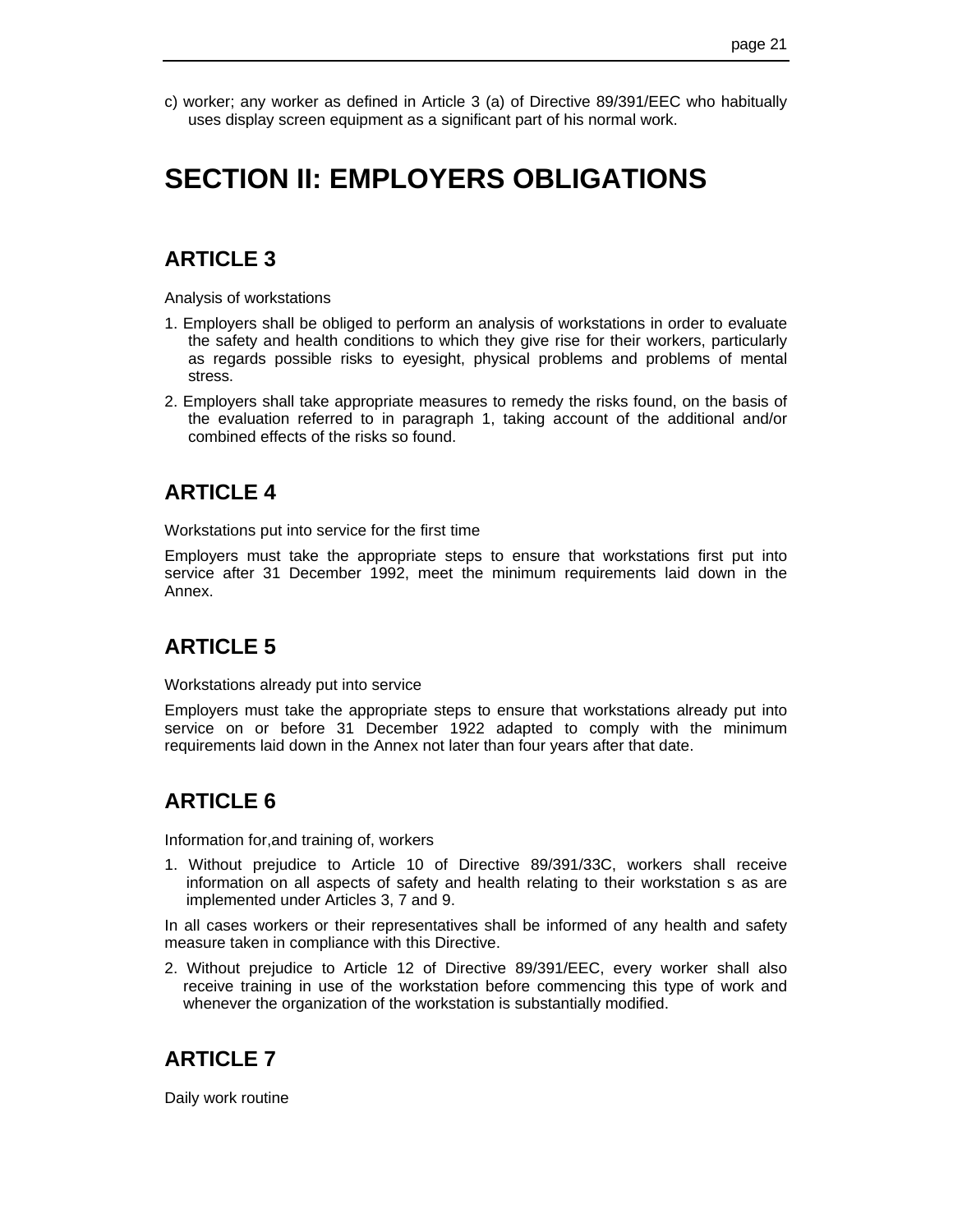c) worker; any worker as defined in Article 3 (a) of Directive 89/391/EEC who habitually uses display screen equipment as a significant part of his normal work.

# SECTION II: EMPLOYERS OBLIGATIONS

## ARTICLE 3

Analysis of workstations

1. Employers shall be obliged to perform an analysis of workstations in order to evaluate the safety and health conditions to which they give rise for their workers, particularly as regards possible risks to eyesight, physical problems and problems of mental stress.
2. Employers shall take appropriate measures to remedy the risks found, on the basis of the evaluation referred to in paragraph 1, taking account of the additional and/or combined effects of the risks so found.

## ARTICLE 4

Workstations put into service for the first time

Employers must take the appropriate steps to ensure that workstations first put into service after 31 December 1992, meet the minimum requirements laid down in the Annex.

## ARTICLE 5

Workstations already put into service

Employers must take the appropriate steps to ensure that workstations already put into service on or before 31 December 1922 adapted to comply with the minimum requirements laid down in the Annex not later than four years after that date.

## ARTICLE 6

Information for,and training of, workers

1. Without prejudice to Article 10 of Directive 89/391/33C, workers shall receive information on all aspects of safety and health relating to their workstation s as are implemented under Articles 3, 7 and 9.

In all cases workers or their representatives shall be informed of any health and safety measure taken in compliance with this Directive.

2. Without prejudice to Article 12 of Directive 89/391/EEC, every worker shall also receive training in use of the workstation before commencing this type of work and whenever the organization of the workstation is substantially modified.

## ARTICLE 7

Daily work routine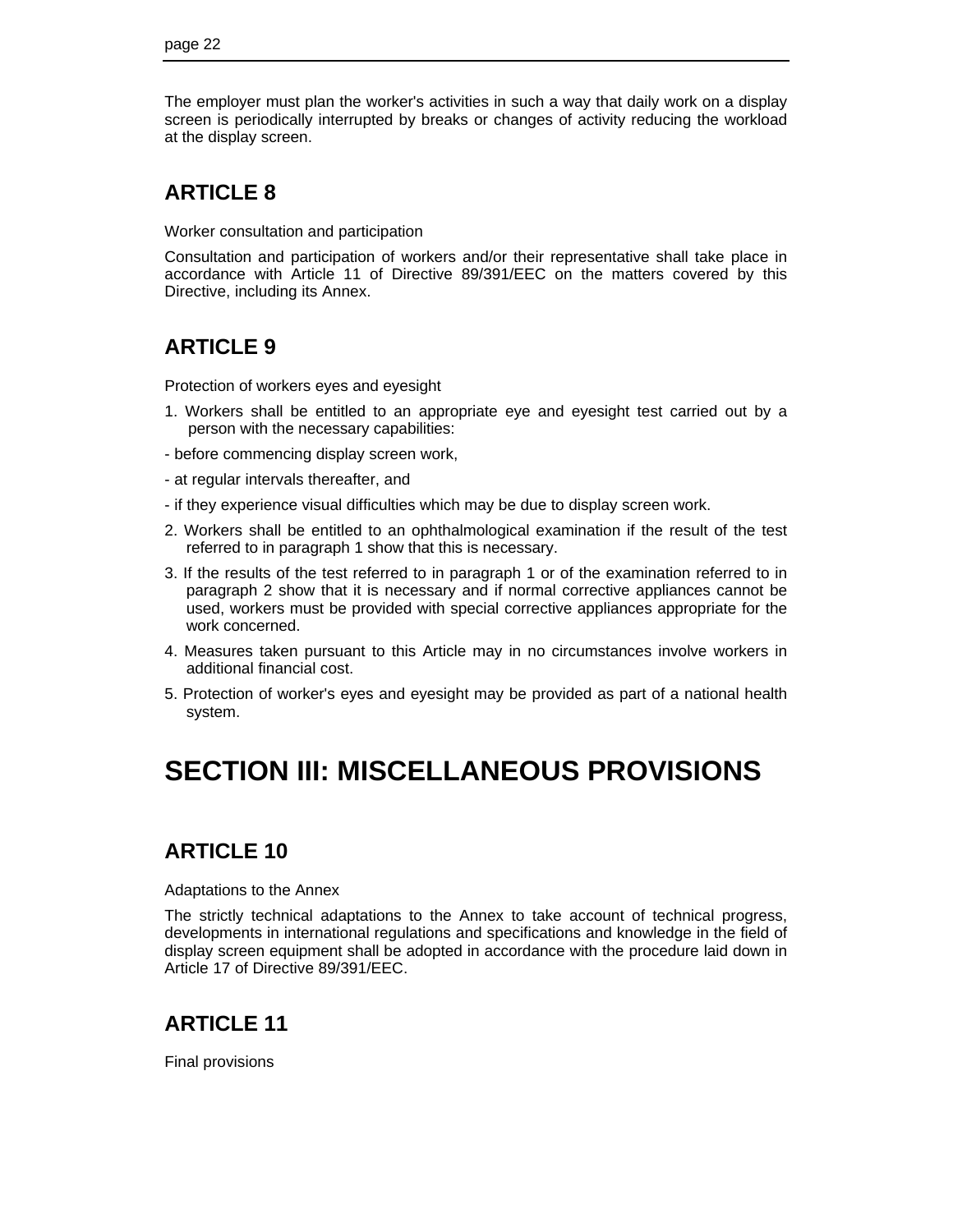The employer must plan the worker's activities in such a way that daily work on a display screen is periodically interrupted by breaks or changes of activity reducing the workload at the display screen.

## ARTICLE 8

Worker consultation and participation

Consultation and participation of workers and/or their representative shall take place in accordance with Article 11 of Directive 89/391/EEC on the matters covered by this Directive, including its Annex.

## ARTICLE 9

Protection of workers eyes and eyesight

1. Workers shall be entitled to an appropriate eye and eyesight test carried out by a person with the necessary capabilities:

- before commencing display screen work,
- at regular intervals thereafter, and
- if they experience visual difficulties which may be due to display screen work.

2. Workers shall be entitled to an ophthalmological examination if the result of the test referred to in paragraph 1 show that this is necessary.
3. If the results of the test referred to in paragraph 1 or of the examination referred to in paragraph 2 show that it is necessary and if normal corrective appliances cannot be used, workers must be provided with special corrective appliances appropriate for the work concerned.
4. Measures taken pursuant to this Article may in no circumstances involve workers in additional financial cost.
5. Protection of worker's eyes and eyesight may be provided as part of a national health system.

# SECTION III: MISCELLANEOUS PROVISIONS

## ARTICLE 10

Adaptations to the Annex

The strictly technical adaptations to the Annex to take account of technical progress, developments in international regulations and specifications and knowledge in the field of display screen equipment shall be adopted in accordance with the procedure laid down in Article 17 of Directive 89/391/EEC.

## ARTICLE 11

Final provisions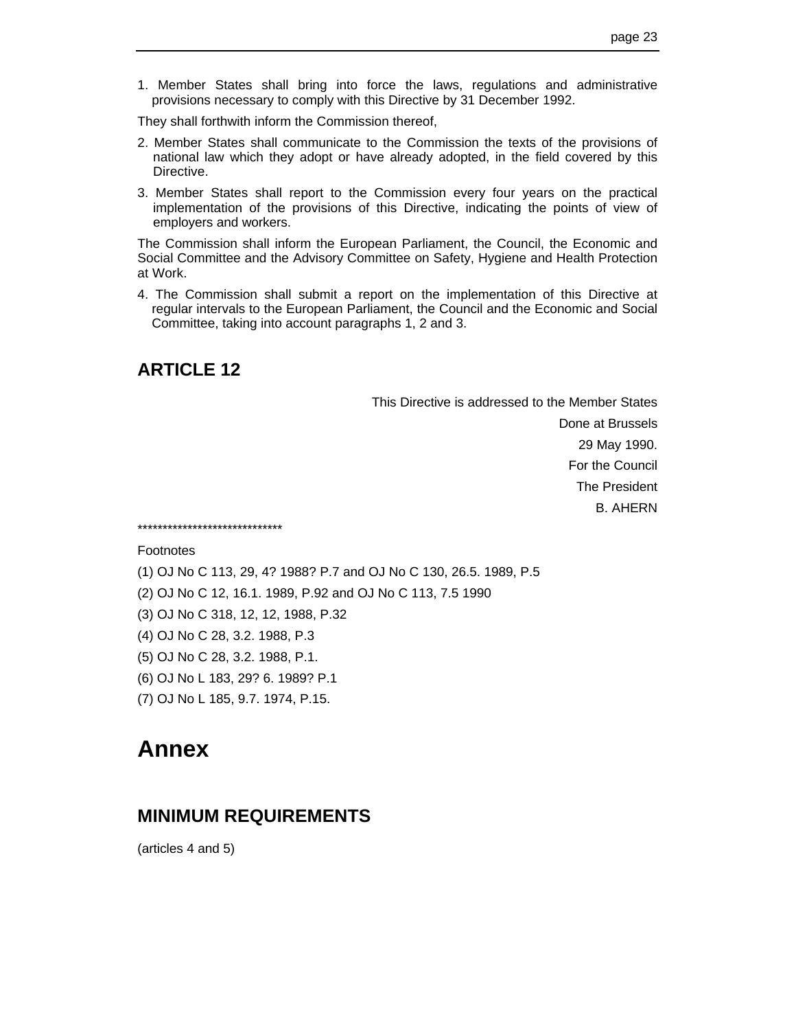1. Member States shall bring into force the laws, regulations and administrative provisions necessary to comply with this Directive by 31 December 1992.

They shall forthwith inform the Commission thereof,

2. Member States shall communicate to the Commission the texts of the provisions of national law which they adopt or have already adopted, in the field covered by this Directive.

3. Member States shall report to the Commission every four years on the practical implementation of the provisions of this Directive, indicating the points of view of employers and workers.

The Commission shall inform the European Parliament, the Council, the Economic and Social Committee and the Advisory Committee on Safety, Hygiene and Health Protection at Work.

4. The Commission shall submit a report on the implementation of this Directive at regular intervals to the European Parliament, the Council and the Economic and Social Committee, taking into account paragraphs 1, 2 and 3.

## ARTICLE 12

This Directive is addressed to the Member States

Done at Brussels

29 May 1990.

For the Council

The President

B. AHERN

*****************************

Footnotes

(1) OJ No C 113, 29, 4? 1988? P.7 and OJ No C 130, 26.5. 1989, P.5

(2) OJ No C 12, 16.1. 1989, P.92 and OJ No C 113, 7.5 1990

(3) OJ No C 318, 12, 12, 1988, P.32

(4) OJ No C 28, 3.2. 1988, P.3

(5) OJ No C 28, 3.2. 1988, P.1.

(6) OJ No L 183, 29? 6. 1989? P.1

(7) OJ No L 185, 9.7. 1974, P.15.

# Annex

## MINIMUM REQUIREMENTS

(articles 4 and 5)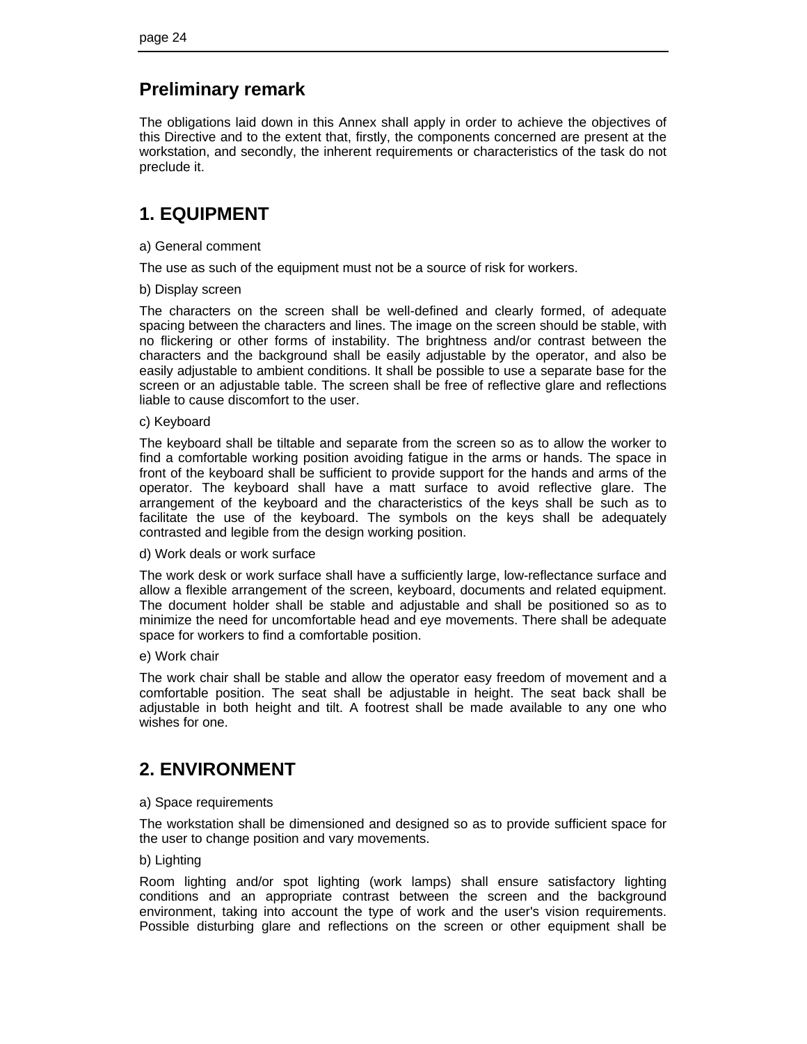## Preliminary remark

The obligations laid down in this Annex shall apply in order to achieve the objectives of this Directive and to the extent that, firstly, the components concerned are present at the workstation, and secondly, the inherent requirements or characteristics of the task do not preclude it.

## 1. EQUIPMENT

a) General comment

The use as such of the equipment must not be a source of risk for workers.

b) Display screen

The characters on the screen shall be well-defined and clearly formed, of adequate spacing between the characters and lines. The image on the screen should be stable, with no flickering or other forms of instability. The brightness and/or contrast between the characters and the background shall be easily adjustable by the operator, and also be easily adjustable to ambient conditions. It shall be possible to use a separate base for the screen or an adjustable table. The screen shall be free of reflective glare and reflections liable to cause discomfort to the user.

c) Keyboard

The keyboard shall be tiltable and separate from the screen so as to allow the worker to find a comfortable working position avoiding fatigue in the arms or hands. The space in front of the keyboard shall be sufficient to provide support for the hands and arms of the operator. The keyboard shall have a matt surface to avoid reflective glare. The arrangement of the keyboard and the characteristics of the keys shall be such as to facilitate the use of the keyboard. The symbols on the keys shall be adequately contrasted and legible from the design working position.

d) Work deals or work surface

The work desk or work surface shall have a sufficiently large, low-reflectance surface and allow a flexible arrangement of the screen, keyboard, documents and related equipment. The document holder shall be stable and adjustable and shall be positioned so as to minimize the need for uncomfortable head and eye movements. There shall be adequate space for workers to find a comfortable position.

e) Work chair

The work chair shall be stable and allow the operator easy freedom of movement and a comfortable position. The seat shall be adjustable in height. The seat back shall be adjustable in both height and tilt. A footrest shall be made available to any one who wishes for one.

## 2. ENVIRONMENT

a) Space requirements

The workstation shall be dimensioned and designed so as to provide sufficient space for the user to change position and vary movements.

b) Lighting

Room lighting and/or spot lighting (work lamps) shall ensure satisfactory lighting conditions and an appropriate contrast between the screen and the background environment, taking into account the type of work and the user's vision requirements. Possible disturbing glare and reflections on the screen or other equipment shall be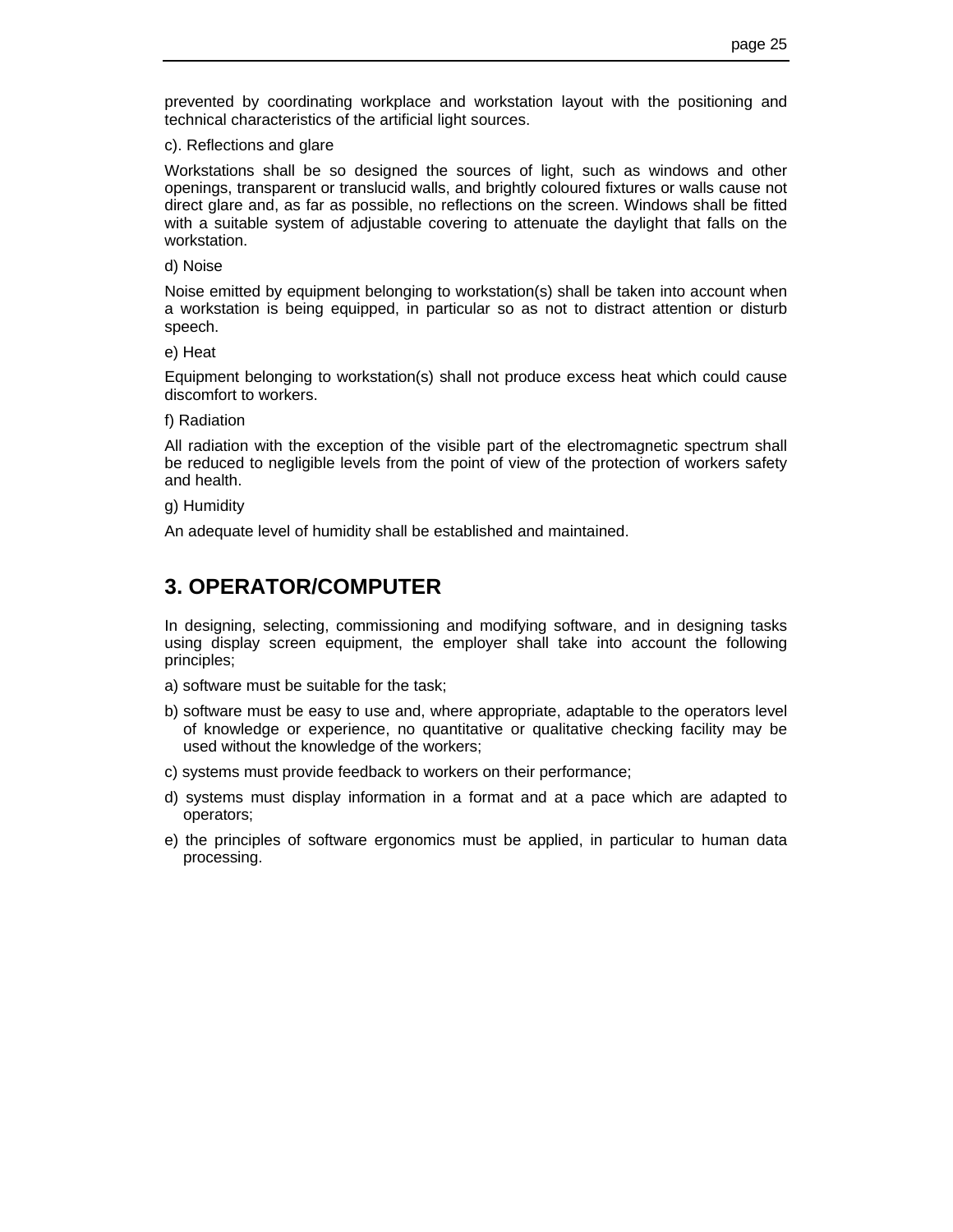prevented by coordinating workplace and workstation layout with the positioning and technical characteristics of the artificial light sources.

c). Reflections and glare

Workstations shall be so designed the sources of light, such as windows and other openings, transparent or translucid walls, and brightly coloured fixtures or walls cause not direct glare and, as far as possible, no reflections on the screen. Windows shall be fitted with a suitable system of adjustable covering to attenuate the daylight that falls on the workstation.

d) Noise

Noise emitted by equipment belonging to workstation(s) shall be taken into account when a workstation is being equipped, in particular so as not to distract attention or disturb speech.

e) Heat

Equipment belonging to workstation(s) shall not produce excess heat which could cause discomfort to workers.

f) Radiation

All radiation with the exception of the visible part of the electromagnetic spectrum shall be reduced to negligible levels from the point of view of the protection of workers safety and health.

g) Humidity

An adequate level of humidity shall be established and maintained.

## 3. OPERATOR/COMPUTER

In designing, selecting, commissioning and modifying software, and in designing tasks using display screen equipment, the employer shall take into account the following principles;

a) software must be suitable for the task;

b) software must be easy to use and, where appropriate, adaptable to the operators level of knowledge or experience, no quantitative or qualitative checking facility may be used without the knowledge of the workers;

c) systems must provide feedback to workers on their performance;

d) systems must display information in a format and at a pace which are adapted to operators;

e) the principles of software ergonomics must be applied, in particular to human data processing.